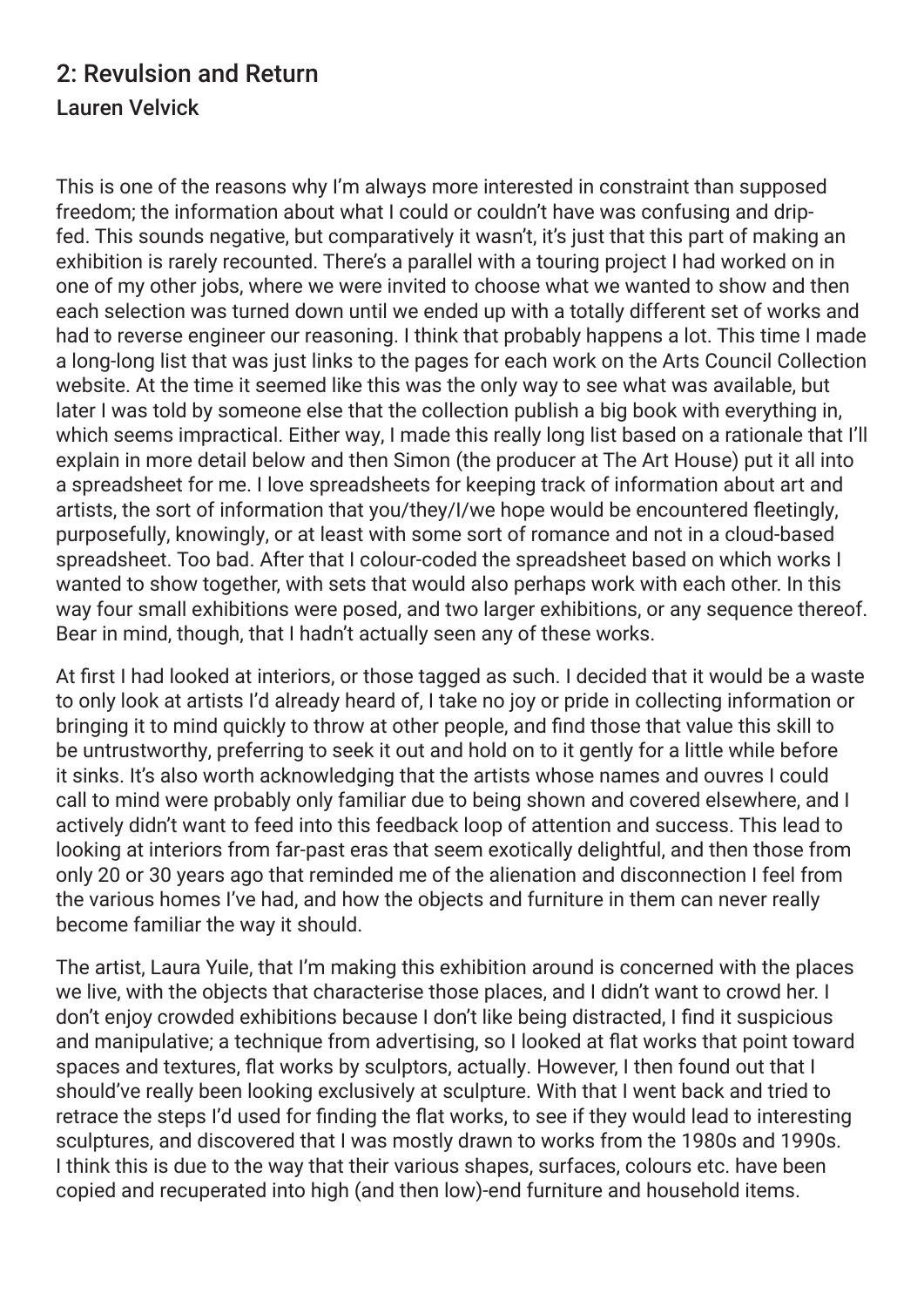## 2: Revulsion and Return

### Lauren Velvick

This is one of the reasons why I'm always more interested in constraint than supposed freedom; the information about what I could or couldn't have was confusing and drip-fed. This sounds negative, but comparatively it wasn't, it's just that this part of making an exhibition is rarely recounted. There's a parallel with a touring project I had worked on in one of my other jobs, where we were invited to choose what we wanted to show and then each selection was turned down until we ended up with a totally different set of works and had to reverse engineer our reasoning. I think that probably happens a lot. This time I made a long-long list that was just links to the pages for each work on the Arts Council Collection website. At the time it seemed like this was the only way to see what was available, but later I was told by someone else that the collection publish a big book with everything in, which seems impractical. Either way, I made this really long list based on a rationale that I'll explain in more detail below and then Simon (the producer at The Art House) put it all into a spreadsheet for me. I love spreadsheets for keeping track of information about art and artists, the sort of information that you/they/I/we hope would be encountered fleetingly, purposefully, knowingly, or at least with some sort of romance and not in a cloud-based spreadsheet. Too bad. After that I colour-coded the spreadsheet based on which works I wanted to show together, with sets that would also perhaps work with each other. In this way four small exhibitions were posed, and two larger exhibitions, or any sequence thereof. Bear in mind, though, that I hadn't actually seen any of these works.

At first I had looked at interiors, or those tagged as such. I decided that it would be a waste to only look at artists I'd already heard of, I take no joy or pride in collecting information or bringing it to mind quickly to throw at other people, and find those that value this skill to be untrustworthy, preferring to seek it out and hold on to it gently for a little while before it sinks. It's also worth acknowledging that the artists whose names and ouvres I could call to mind were probably only familiar due to being shown and covered elsewhere, and I actively didn't want to feed into this feedback loop of attention and success. This lead to looking at interiors from far-past eras that seem exotically delightful, and then those from only 20 or 30 years ago that reminded me of the alienation and disconnection I feel from the various homes I've had, and how the objects and furniture in them can never really become familiar the way it should.

The artist, Laura Yuile, that I'm making this exhibition around is concerned with the places we live, with the objects that characterise those places, and I didn't want to crowd her. I don't enjoy crowded exhibitions because I don't like being distracted, I find it suspicious and manipulative; a technique from advertising, so I looked at flat works that point toward spaces and textures, flat works by sculptors, actually. However, I then found out that I should've really been looking exclusively at sculpture. With that I went back and tried to retrace the steps I'd used for finding the flat works, to see if they would lead to interesting sculptures, and discovered that I was mostly drawn to works from the 1980s and 1990s. I think this is due to the way that their various shapes, surfaces, colours etc. have been copied and recuperated into high (and then low)-end furniture and household items.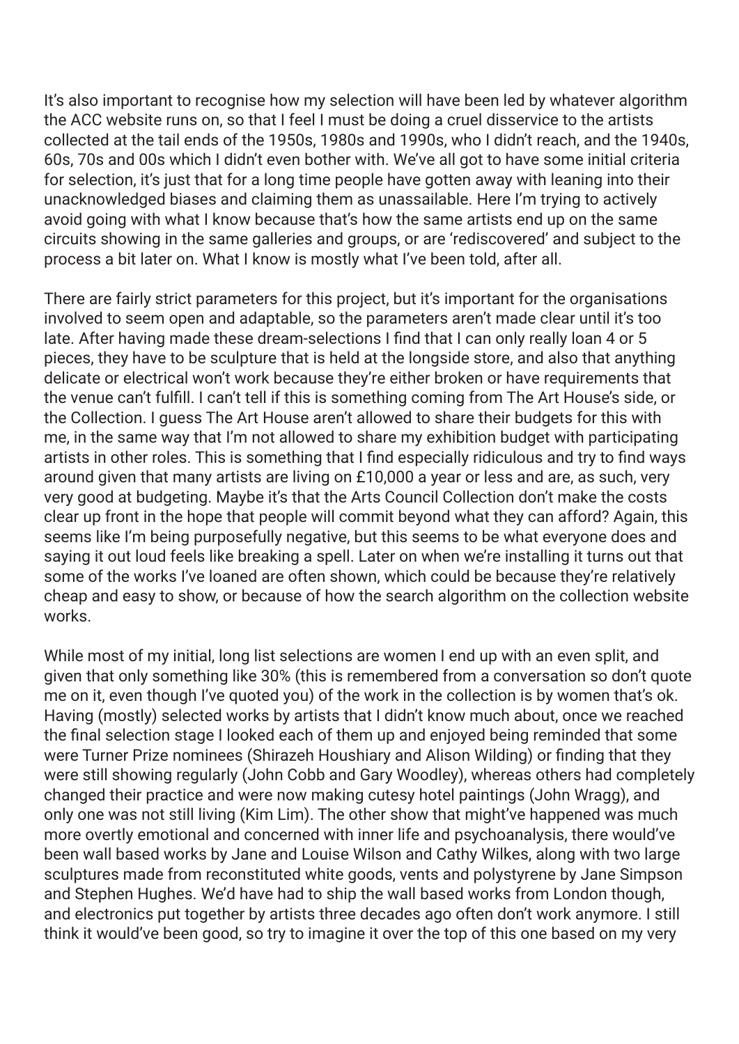It's also important to recognise how my selection will have been led by whatever algorithm the ACC website runs on, so that I feel I must be doing a cruel disservice to the artists collected at the tail ends of the 1950s, 1980s and 1990s, who I didn't reach, and the 1940s, 60s, 70s and 00s which I didn't even bother with. We've all got to have some initial criteria for selection, it's just that for a long time people have gotten away with leaning into their unacknowledged biases and claiming them as unassailable. Here I'm trying to actively avoid going with what I know because that's how the same artists end up on the same circuits showing in the same galleries and groups, or are 'rediscovered' and subject to the process a bit later on. What I know is mostly what I've been told, after all.

There are fairly strict parameters for this project, but it's important for the organisations involved to seem open and adaptable, so the parameters aren't made clear until it's too late. After having made these dream-selections I find that I can only really loan 4 or 5 pieces, they have to be sculpture that is held at the longside store, and also that anything delicate or electrical won't work because they're either broken or have requirements that the venue can't fulfill. I can't tell if this is something coming from The Art House's side, or the Collection. I guess The Art House aren't allowed to share their budgets for this with me, in the same way that I'm not allowed to share my exhibition budget with participating artists in other roles. This is something that I find especially ridiculous and try to find ways around given that many artists are living on £10,000 a year or less and are, as such, very very good at budgeting. Maybe it's that the Arts Council Collection don't make the costs clear up front in the hope that people will commit beyond what they can afford? Again, this seems like I'm being purposefully negative, but this seems to be what everyone does and saying it out loud feels like breaking a spell. Later on when we're installing it turns out that some of the works I've loaned are often shown, which could be because they're relatively cheap and easy to show, or because of how the search algorithm on the collection website works.

While most of my initial, long list selections are women I end up with an even split, and given that only something like 30% (this is remembered from a conversation so don't quote me on it, even though I've quoted you) of the work in the collection is by women that's ok. Having (mostly) selected works by artists that I didn't know much about, once we reached the final selection stage I looked each of them up and enjoyed being reminded that some were Turner Prize nominees (Shirazeh Houshiary and Alison Wilding) or finding that they were still showing regularly (John Cobb and Gary Woodley), whereas others had completely changed their practice and were now making cutesy hotel paintings (John Wragg), and only one was not still living (Kim Lim). The other show that might've happened was much more overtly emotional and concerned with inner life and psychoanalysis, there would've been wall based works by Jane and Louise Wilson and Cathy Wilkes, along with two large sculptures made from reconstituted white goods, vents and polystyrene by Jane Simpson and Stephen Hughes. We'd have had to ship the wall based works from London though, and electronics put together by artists three decades ago often don't work anymore. I still think it would've been good, so try to imagine it over the top of this one based on my very